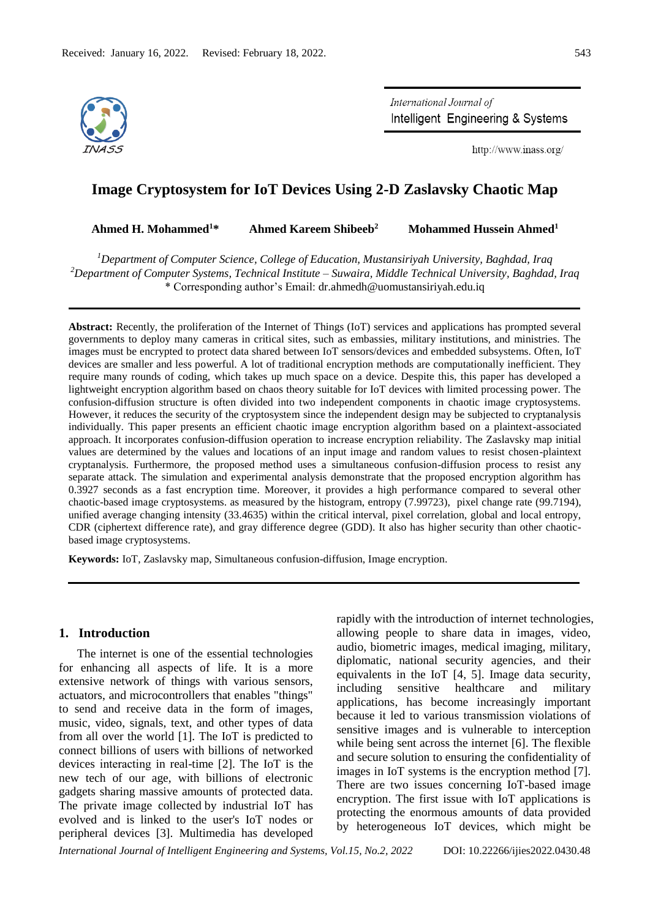Received: January 16, 2022. Revised: February 18, 2022.

# Image Cryptosystem for IoT Devices Using 2-D Zaslavsky Chaotic Map

**Ahmed H. Mohammed[1]\*     Ahmed Kareem Shibeeb[2]     Mohammed Hussein Ahmed[1]**

[1]*Department of Computer Science, College of Education, Mustansiriyah University, Baghdad, Iraq*
[2]*Department of Computer Systems, Technical Institute – Suwaira, Middle Technical University, Baghdad, Iraq*
\* Corresponding author's Email: dr.ahmedh@uomustansiriyah.edu.iq

---

**Abstract:** Recently, the proliferation of the Internet of Things (IoT) services and applications has prompted several governments to deploy many cameras in critical sites, such as embassies, military institutions, and ministries. The images must be encrypted to protect data shared between IoT sensors/devices and embedded subsystems. Often, IoT devices are smaller and less powerful. A lot of traditional encryption methods are computationally inefficient. They require many rounds of coding, which takes up much space on a device. Despite this, this paper has developed a lightweight encryption algorithm based on chaos theory suitable for IoT devices with limited processing power. The confusion-diffusion structure is often divided into two independent components in chaotic image cryptosystems. However, it reduces the security of the cryptosystem since the independent design may be subjected to cryptanalysis individually. This paper presents an efficient chaotic image encryption algorithm based on a plaintext-associated approach. It incorporates confusion-diffusion operation to increase encryption reliability. The Zaslavsky map initial values are determined by the values and locations of an input image and random values to resist chosen-plaintext cryptanalysis. Furthermore, the proposed method uses a simultaneous confusion-diffusion process to resist any separate attack. The simulation and experimental analysis demonstrate that the proposed encryption algorithm has 0.3927 seconds as a fast encryption time. Moreover, it provides a high performance compared to several other chaotic-based image cryptosystems. as measured by the histogram, entropy (7.99723), pixel change rate (99.7194), unified average changing intensity (33.4635) within the critical interval, pixel correlation, global and local entropy, CDR (ciphertext difference rate), and gray difference degree (GDD). It also has higher security than other chaotic-based image cryptosystems.

**Keywords:** IoT, Zaslavsky map, Simultaneous confusion-diffusion, Image encryption.

---

## 1. Introduction

The internet is one of the essential technologies for enhancing all aspects of life. It is a more extensive network of things with various sensors, actuators, and microcontrollers that enables "things" to send and receive data in the form of images, music, video, signals, text, and other types of data from all over the world [1]. The IoT is predicted to connect billions of users with billions of networked devices interacting in real-time [2]. The IoT is the new tech of our age, with billions of electronic gadgets sharing massive amounts of protected data. The private image collected by industrial IoT has evolved and is linked to the user's IoT nodes or peripheral devices [3]. Multimedia has developed rapidly with the introduction of internet technologies, allowing people to share data in images, video, audio, biometric images, medical imaging, military, diplomatic, national security agencies, and their equivalents in the IoT [4, 5]. Image data security, including sensitive healthcare and military applications, has become increasingly important because it led to various transmission violations of sensitive images and is vulnerable to interception while being sent across the internet [6]. The flexible and secure solution to ensuring the confidentiality of images in IoT systems is the encryption method [7]. There are two issues concerning IoT-based image encryption. The first issue with IoT applications is protecting the enormous amounts of data provided by heterogeneous IoT devices, which might be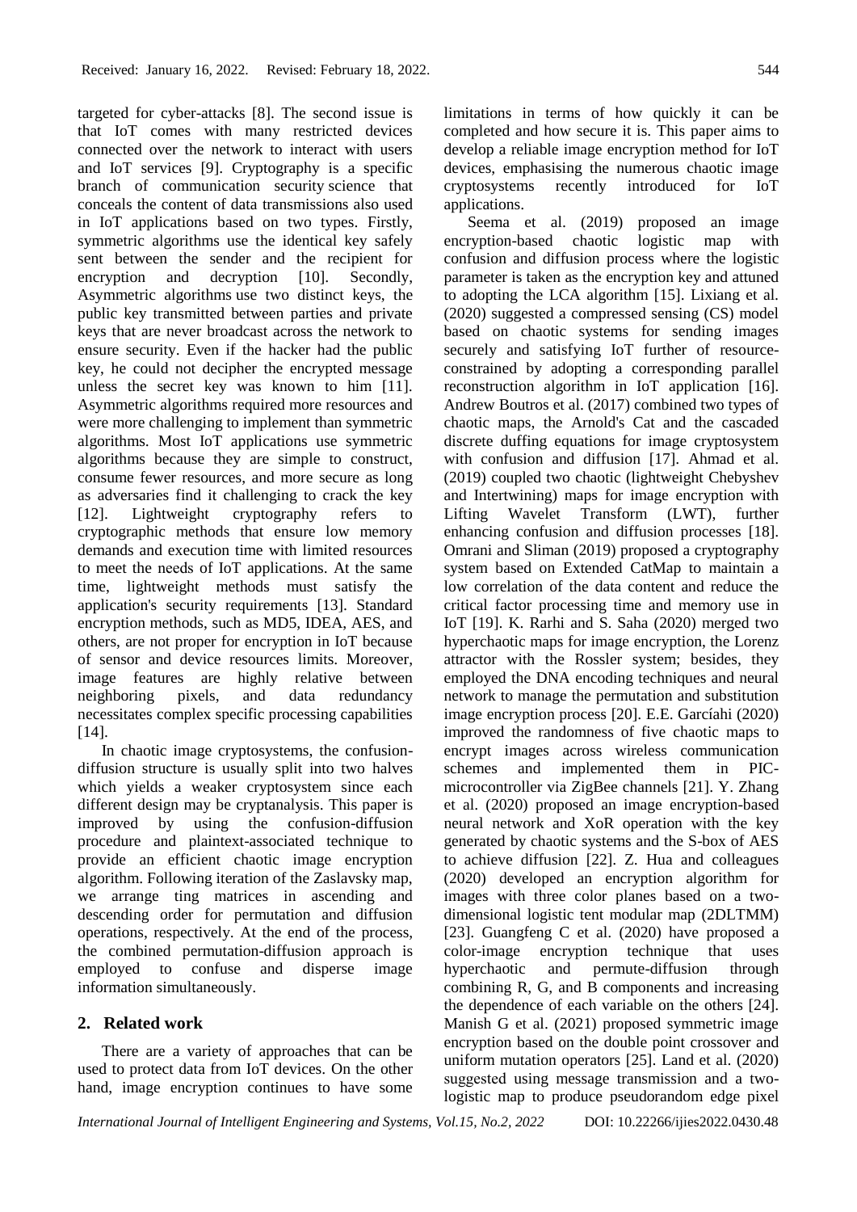targeted for cyber-attacks [8]. The second issue is that IoT comes with many restricted devices connected over the network to interact with users and IoT services [9]. Cryptography is a specific branch of communication security science that conceals the content of data transmissions also used in IoT applications based on two types. Firstly, symmetric algorithms use the identical key safely sent between the sender and the recipient for encryption and decryption [10]. Secondly, Asymmetric algorithms use two distinct keys, the public key transmitted between parties and private keys that are never broadcast across the network to ensure security. Even if the hacker had the public key, he could not decipher the encrypted message unless the secret key was known to him [11]. Asymmetric algorithms required more resources and were more challenging to implement than symmetric algorithms. Most IoT applications use symmetric algorithms because they are simple to construct, consume fewer resources, and more secure as long as adversaries find it challenging to crack the key [12]. Lightweight cryptography refers to cryptographic methods that ensure low memory demands and execution time with limited resources to meet the needs of IoT applications. At the same time, lightweight methods must satisfy the application's security requirements [13]. Standard encryption methods, such as MD5, IDEA, AES, and others, are not proper for encryption in IoT because of sensor and device resources limits. Moreover, image features are highly relative between neighboring pixels, and data redundancy necessitates complex specific processing capabilities [14].

In chaotic image cryptosystems, the confusion-diffusion structure is usually split into two halves which yields a weaker cryptosystem since each different design may be cryptanalysis. This paper is improved by using the confusion-diffusion procedure and plaintext-associated technique to provide an efficient chaotic image encryption algorithm. Following iteration of the Zaslavsky map, we arrange ting matrices in ascending and descending order for permutation and diffusion operations, respectively. At the end of the process, the combined permutation-diffusion approach is employed to confuse and disperse image information simultaneously.

## 2. Related work

There are a variety of approaches that can be used to protect data from IoT devices. On the other hand, image encryption continues to have some limitations in terms of how quickly it can be completed and how secure it is. This paper aims to develop a reliable image encryption method for IoT devices, emphasising the numerous chaotic image cryptosystems recently introduced for IoT applications.

Seema et al. (2019) proposed an image encryption-based chaotic logistic map with confusion and diffusion process where the logistic parameter is taken as the encryption key and attuned to adopting the LCA algorithm [15]. Lixiang et al. (2020) suggested a compressed sensing (CS) model based on chaotic systems for sending images securely and satisfying IoT further of resource-constrained by adopting a corresponding parallel reconstruction algorithm in IoT application [16]. Andrew Boutros et al. (2017) combined two types of chaotic maps, the Arnold's Cat and the cascaded discrete duffing equations for image cryptosystem with confusion and diffusion [17]. Ahmad et al. (2019) coupled two chaotic (lightweight Chebyshev and Intertwining) maps for image encryption with Lifting Wavelet Transform (LWT), further enhancing confusion and diffusion processes [18]. Omrani and Sliman (2019) proposed a cryptography system based on Extended CatMap to maintain a low correlation of the data content and reduce the critical factor processing time and memory use in IoT [19]. K. Rarhi and S. Saha (2020) merged two hyperchaotic maps for image encryption, the Lorenz attractor with the Rossler system; besides, they employed the DNA encoding techniques and neural network to manage the permutation and substitution image encryption process [20]. E.E. Garcíahi (2020) improved the randomness of five chaotic maps to encrypt images across wireless communication schemes and implemented them in PIC-microcontroller via ZigBee channels [21]. Y. Zhang et al. (2020) proposed an image encryption-based neural network and XoR operation with the key generated by chaotic systems and the S-box of AES to achieve diffusion [22]. Z. Hua and colleagues (2020) developed an encryption algorithm for images with three color planes based on a two-dimensional logistic tent modular map (2DLTMM) [23]. Guangfeng C et al. (2020) have proposed a color-image encryption technique that uses hyperchaotic and permute-diffusion through combining R, G, and B components and increasing the dependence of each variable on the others [24]. Manish G et al. (2021) proposed symmetric image encryption based on the double point crossover and uniform mutation operators [25]. Land et al. (2020) suggested using message transmission and a two-logistic map to produce pseudorandom edge pixel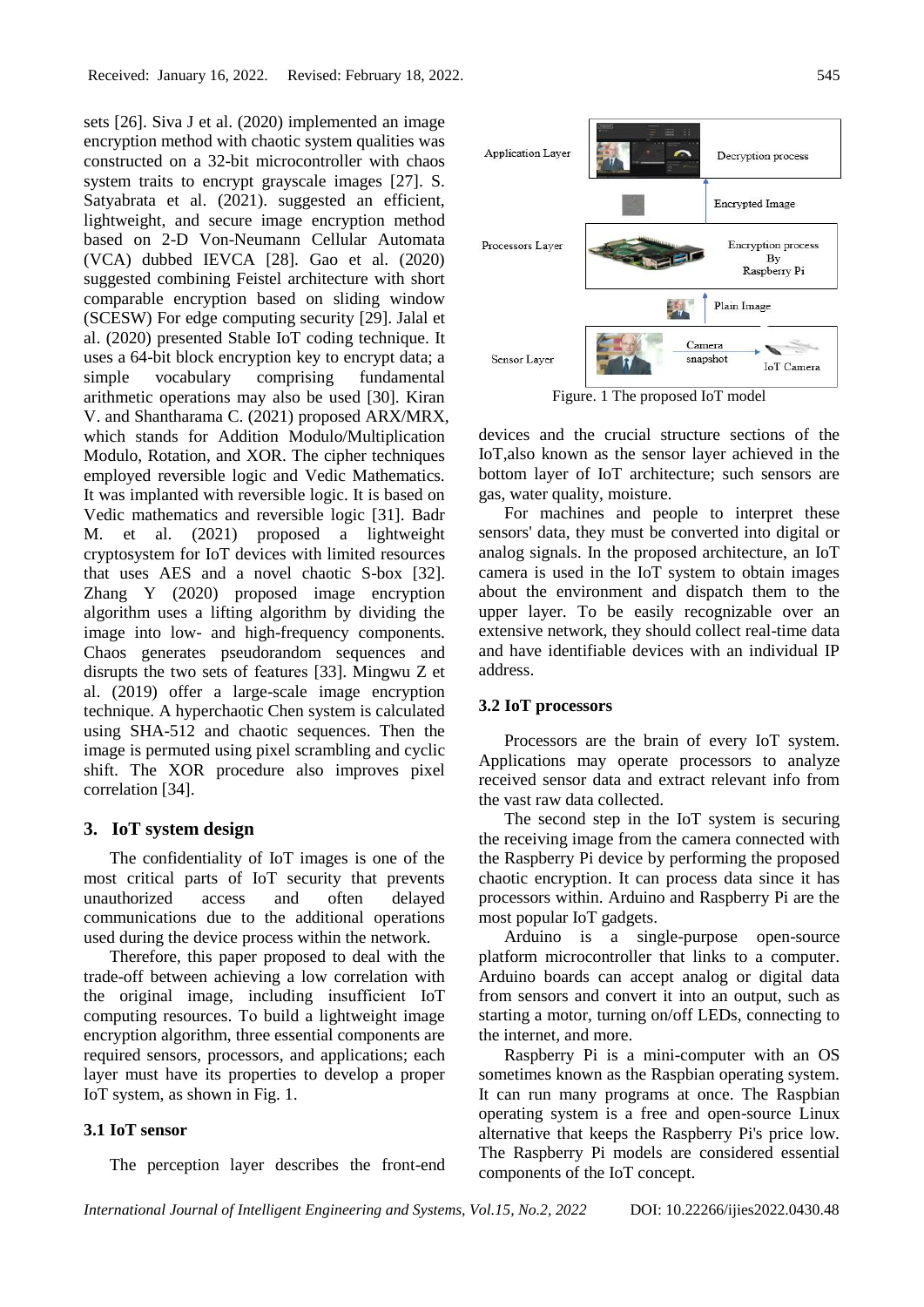sets [26]. Siva J et al. (2020) implemented an image encryption method with chaotic system qualities was constructed on a 32-bit microcontroller with chaos system traits to encrypt grayscale images [27]. S. Satyabrata et al. (2021). suggested an efficient, lightweight, and secure image encryption method based on 2-D Von-Neumann Cellular Automata (VCA) dubbed IEVCA [28]. Gao et al. (2020) suggested combining Feistel architecture with short comparable encryption based on sliding window (SCESW) For edge computing security [29]. Jalal et al. (2020) presented Stable IoT coding technique. It uses a 64-bit block encryption key to encrypt data; a simple vocabulary comprising fundamental arithmetic operations may also be used [30]. Kiran V. and Shantharama C. (2021) proposed ARX/MRX, which stands for Addition Modulo/Multiplication Modulo, Rotation, and XOR. The cipher techniques employed reversible logic and Vedic Mathematics. It was implanted with reversible logic. It is based on Vedic mathematics and reversible logic [31]. Badr M. et al. (2021) proposed a lightweight cryptosystem for IoT devices with limited resources that uses AES and a novel chaotic S-box [32]. Zhang Y (2020) proposed image encryption algorithm uses a lifting algorithm by dividing the image into low- and high-frequency components. Chaos generates pseudorandom sequences and disrupts the two sets of features [33]. Mingwu Z et al. (2019) offer a large-scale image encryption technique. A hyperchaotic Chen system is calculated using SHA-512 and chaotic sequences. Then the image is permuted using pixel scrambling and cyclic shift. The XOR procedure also improves pixel correlation [34].

## 3. IoT system design

The confidentiality of IoT images is one of the most critical parts of IoT security that prevents unauthorized access and often delayed communications due to the additional operations used during the device process within the network.

Therefore, this paper proposed to deal with the trade-off between achieving a low correlation with the original image, including insufficient IoT computing resources. To build a lightweight image encryption algorithm, three essential components are required sensors, processors, and applications; each layer must have its properties to develop a proper IoT system, as shown in Fig. 1.

### 3.1 IoT sensor

The perception layer describes the front-end devices and the crucial structure sections of the IoT,also known as the sensor layer achieved in the bottom layer of IoT architecture; such sensors are gas, water quality, moisture.

Figure. 1 The proposed IoT model

For machines and people to interpret these sensors' data, they must be converted into digital or analog signals. In the proposed architecture, an IoT camera is used in the IoT system to obtain images about the environment and dispatch them to the upper layer. To be easily recognizable over an extensive network, they should collect real-time data and have identifiable devices with an individual IP address.

### 3.2 IoT processors

Processors are the brain of every IoT system. Applications may operate processors to analyze received sensor data and extract relevant info from the vast raw data collected.

The second step in the IoT system is securing the receiving image from the camera connected with the Raspberry Pi device by performing the proposed chaotic encryption. It can process data since it has processors within. Arduino and Raspberry Pi are the most popular IoT gadgets.

Arduino is a single-purpose open-source platform microcontroller that links to a computer. Arduino boards can accept analog or digital data from sensors and convert it into an output, such as starting a motor, turning on/off LEDs, connecting to the internet, and more.

Raspberry Pi is a mini-computer with an OS sometimes known as the Raspbian operating system. It can run many programs at once. The Raspbian operating system is a free and open-source Linux alternative that keeps the Raspberry Pi's price low. The Raspberry Pi models are considered essential components of the IoT concept.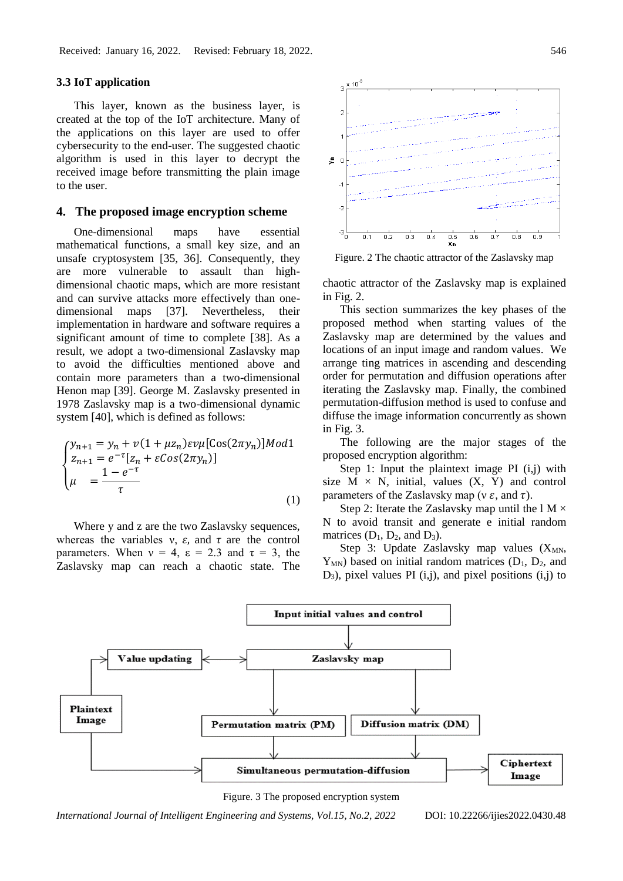### 3.3 IoT application

This layer, known as the business layer, is created at the top of the IoT architecture. Many of the applications on this layer are used to offer cybersecurity to the end-user. The suggested chaotic algorithm is used in this layer to decrypt the received image before transmitting the plain image to the user.

## 4. The proposed image encryption scheme

One-dimensional maps have essential mathematical functions, a small key size, and an unsafe cryptosystem [35, 36]. Consequently, they are more vulnerable to assault than high-dimensional chaotic maps, which are more resistant and can survive attacks more effectively than one-dimensional maps [37]. Nevertheless, their implementation in hardware and software requires a significant amount of time to complete [38]. As a result, we adopt a two-dimensional Zaslavsky map to avoid the difficulties mentioned above and contain more parameters than a two-dimensional Henon map [39]. George M. Zaslavsky presented in 1978 Zaslavsky map is a two-dimensional dynamic system [40], which is defined as follows:

$$\begin{cases} y_{n+1} = y_n + v(1+\mu z_n)\varepsilon v\mu[\mathrm{Cos}(2\pi y_n)]Mod1 \\ z_{n+1} = e^{-\tau}[z_n + \varepsilon Cos(2\pi y_n)] \\ \mu \quad = \dfrac{1-e^{-\tau}}{\tau} \end{cases} \tag{1}$$

Where y and z are the two Zaslavsky sequences, whereas the variables ν, $\varepsilon$, and $\tau$ are the control parameters. When ν = 4, ε = 2.3 and τ = 3, the Zaslavsky map can reach a chaotic state. The chaotic attractor of the Zaslavsky map is explained in Fig. 2.

Figure. 2 The chaotic attractor of the Zaslavsky map

This section summarizes the key phases of the proposed method when starting values of the Zaslavsky map are determined by the values and locations of an input image and random values. We arrange ting matrices in ascending and descending order for permutation and diffusion operations after iterating the Zaslavsky map. Finally, the combined permutation-diffusion method is used to confuse and diffuse the image information concurrently as shown in Fig. 3.

The following are the major stages of the proposed encryption algorithm:

Step 1: Input the plaintext image PI (i,j) with size M × N, initial, values (X, Y) and control parameters of the Zaslavsky map (ν $\varepsilon$, and $\tau$).

Step 2: Iterate the Zaslavsky map until the l M × N to avoid transit and generate e initial random matrices ($D_1$, $D_2$, and $D_3$).

Step 3: Update Zaslavsky map values ($X_{MN}$, $Y_{MN}$) based on initial random matrices ($D_1$, $D_2$, and $D_3$), pixel values PI (i,j), and pixel positions (i,j) to

Figure. 3 The proposed encryption system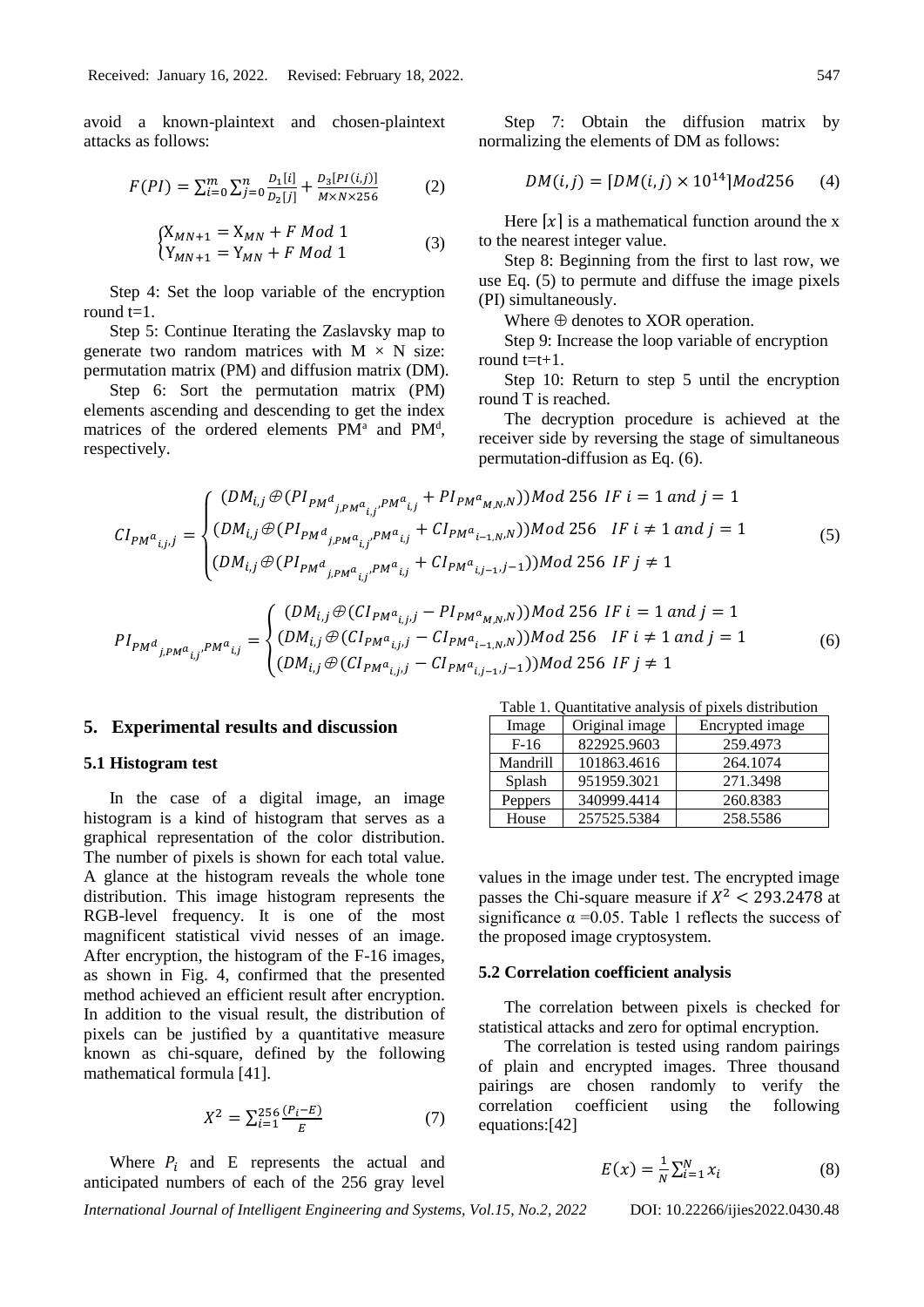avoid a known-plaintext and chosen-plaintext attacks as follows:

$$F(PI) = \sum_{i=0}^{m}\sum_{j=0}^{n}\frac{D_1[i]}{D_2[j]} + \frac{D_3[PI(i,j)]}{M\times N\times 256} \tag{2}$$

$$\begin{cases} X_{MN+1} = X_{MN} + F \; Mod \; 1 \\ Y_{MN+1} = Y_{MN} + F \; Mod \; 1 \end{cases} \tag{3}$$

Step 4: Set the loop variable of the encryption round t=1.

Step 5: Continue Iterating the Zaslavsky map to generate two random matrices with M × N size: permutation matrix (PM) and diffusion matrix (DM).

Step 6: Sort the permutation matrix (PM) elements ascending and descending to get the index matrices of the ordered elements $PM^a$ and $PM^d$, respectively.

Step 7: Obtain the diffusion matrix by normalizing the elements of DM as follows:

$$DM(i,j) = \lceil DM(i,j) \times 10^{14} \rceil Mod 256 \tag{4}$$

Here $\lceil x \rceil$ is a mathematical function around the x to the nearest integer value.

Step 8: Beginning from the first to last row, we use Eq. (5) to permute and diffuse the image pixels (PI) simultaneously.

Where ⊕ denotes to XOR operation.

Step 9: Increase the loop variable of encryption round t=t+1.

Step 10: Return to step 5 until the encryption round T is reached.

The decryption procedure is achieved at the receiver side by reversing the stage of simultaneous permutation-diffusion as Eq. (6).

$$CI_{PM^a{}_{i,j},j} = \begin{cases} (DM_{i,j} \oplus (PI_{PM^d{}_{j,PM^a{}_{i,j}},PM^a{}_{i,j}} + PI_{PM^a{}_{M,N},N})) Mod \; 256 \;\; IF \; i = 1 \; and \; j = 1 \\ (DM_{i,j} \oplus (PI_{PM^d{}_{j,PM^a{}_{i,j}},PM^a{}_{i,j}} + CI_{PM^a{}_{i-1,N},N})) Mod \; 256 \;\;\; IF \; i \neq 1 \; and \; j = 1 \\ (DM_{i,j} \oplus (PI_{PM^d{}_{j,PM^a{}_{i,j}},PM^a{}_{i,j}} + CI_{PM^a{}_{i,j-1},j-1})) Mod \; 256 \;\; IF \; j \neq 1 \end{cases} \tag{5}$$

$$PI_{PM^d{}_{j,PM^a{}_{i,j}},PM^a{}_{i,j}} = \begin{cases} (DM_{i,j} \oplus (CI_{PM^a{}_{i,j},j} - PI_{PM^a{}_{M,N},N})) Mod \; 256 \;\; IF \; i = 1 \; and \; j = 1 \\ (DM_{i,j} \oplus (CI_{PM^a{}_{i,j},j} - CI_{PM^a{}_{i-1,N},N})) Mod \; 256 \;\;\; IF \; i \neq 1 \; and \; j = 1 \\ (DM_{i,j} \oplus (CI_{PM^a{}_{i,j},j} - CI_{PM^a{}_{i,j-1},j-1})) Mod \; 256 \;\; IF \; j \neq 1 \end{cases} \tag{6}$$

## 5. Experimental results and discussion

### 5.1 Histogram test

In the case of a digital image, an image histogram is a kind of histogram that serves as a graphical representation of the color distribution. The number of pixels is shown for each total value. A glance at the histogram reveals the whole tone distribution. This image histogram represents the RGB-level frequency. It is one of the most magnificent statistical vivid nesses of an image. After encryption, the histogram of the F-16 images, as shown in Fig. 4, confirmed that the presented method achieved an efficient result after encryption. In addition to the visual result, the distribution of pixels can be justified by a quantitative measure known as chi-square, defined by the following mathematical formula [41].

$$X^2 = \sum_{i=1}^{256}\frac{(P_i - E)}{E} \tag{7}$$

Where $P_i$ and E represents the actual and anticipated numbers of each of the 256 gray level values in the image under test. The encrypted image passes the Chi-square measure if $X^2 < 293.2478$ at significance α =0.05. Table 1 reflects the success of the proposed image cryptosystem.

Table 1. Quantitative analysis of pixels distribution

| Image | Original image | Encrypted image |
|---|---|---|
| F-16 | 822925.9603 | 259.4973 |
| Mandrill | 101863.4616 | 264.1074 |
| Splash | 951959.3021 | 271.3498 |
| Peppers | 340999.4414 | 260.8383 |
| House | 257525.5384 | 258.5586 |

### 5.2 Correlation coefficient analysis

The correlation between pixels is checked for statistical attacks and zero for optimal encryption.

The correlation is tested using random pairings of plain and encrypted images. Three thousand pairings are chosen randomly to verify the correlation coefficient using the following equations:[42]

$$E(x) = \frac{1}{N}\sum_{i=1}^{N} x_i \tag{8}$$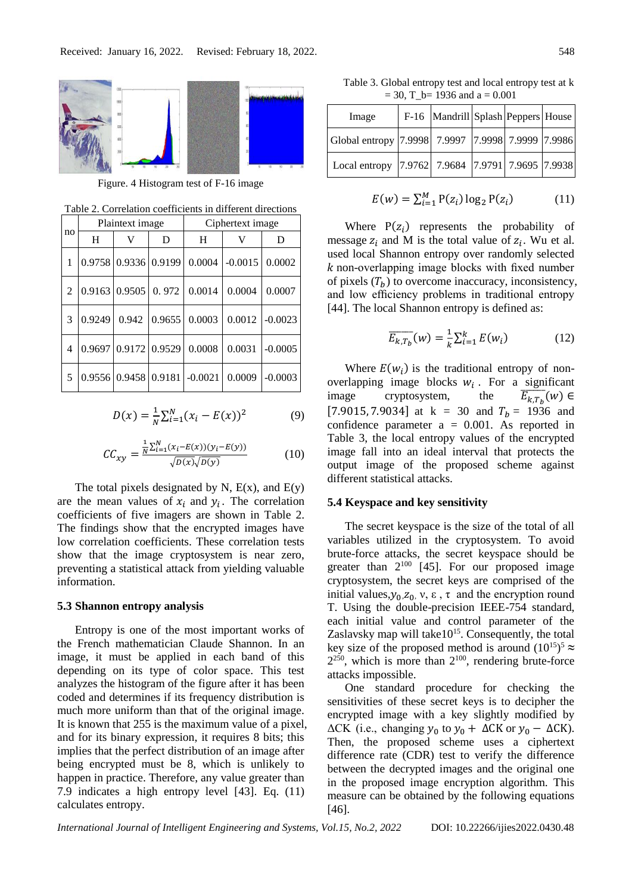Figure. 4 Histogram test of F-16 image

Table 2. Correlation coefficients in different directions

| no | Plaintext image | | | Ciphertext image | | |
|---|---|---|---|---|---|---|
| | H | V | D | H | V | D |
| 1 | 0.9758 | 0.9336 | 0.9199 | 0.0004 | -0.0015 | 0.0002 |
| 2 | 0.9163 | 0.9505 | 0. 972 | 0.0014 | 0.0004 | 0.0007 |
| 3 | 0.9249 | 0.942 | 0.9655 | 0.0003 | 0.0012 | -0.0023 |
| 4 | 0.9697 | 0.9172 | 0.9529 | 0.0008 | 0.0031 | -0.0005 |
| 5 | 0.9556 | 0.9458 | 0.9181 | -0.0021 | 0.0009 | -0.0003 |

$$D(x) = \frac{1}{N}\sum_{i=1}^{N}(x_i - E(x))^2 \tag{9}$$

$$CC_{xy} = \frac{\frac{1}{N}\sum_{i=1}^{N}(x_i-E(x))(y_i-E(y))}{\sqrt{D(x)}\sqrt{D(y)}} \tag{10}$$

The total pixels designated by N, E(x), and E(y) are the mean values of $x_i$ and $y_i$. The correlation coefficients of five imagers are shown in Table 2. The findings show that the encrypted images have low correlation coefficients. These correlation tests show that the image cryptosystem is near zero, preventing a statistical attack from yielding valuable information.

### 5.3 Shannon entropy analysis

Entropy is one of the most important works of the French mathematician Claude Shannon. In an image, it must be applied in each band of this depending on its type of color space. This test analyzes the histogram of the figure after it has been coded and determines if its frequency distribution is much more uniform than that of the original image. It is known that 255 is the maximum value of a pixel, and for its binary expression, it requires 8 bits; this implies that the perfect distribution of an image after being encrypted must be 8, which is unlikely to happen in practice. Therefore, any value greater than 7.9 indicates a high entropy level [43]. Eq. (11) calculates entropy.

Table 3. Global entropy test and local entropy test at k = 30, T_b= 1936 and a = 0.001

| Image | F-16 | Mandrill | Splash | Peppers | House |
|---|---|---|---|---|---|
| Global entropy | 7.9998 | 7.9997 | 7.9998 | 7.9999 | 7.9986 |
| Local entropy | 7.9762 | 7.9684 | 7.9791 | 7.9695 | 7.9938 |

$$E(w) = \sum_{i=1}^{M} \mathrm{P}(z_i)\log_2 \mathrm{P}(z_i) \tag{11}$$

Where $\mathrm{P}(z_i)$ represents the probability of message $z_i$ and M is the total value of $z_i$. Wu et al. used local Shannon entropy over randomly selected $k$ non-overlapping image blocks with fixed number of pixels ($T_b$) to overcome inaccuracy, inconsistency, and low efficiency problems in traditional entropy [44]. The local Shannon entropy is defined as:

$$\overline{E_{k,T_b}}(w) = \frac{1}{k}\sum_{i=1}^{k} E(w_i) \tag{12}$$

Where $E(w_i)$ is the traditional entropy of non-overlapping image blocks $w_i$. For a significant image cryptosystem, the $\overline{E_{k,T_b}}(w) \in [7.9015, 7.9034]$ at k = 30 and $T_b = 1936$ and confidence parameter a = 0.001. As reported in Table 3, the local entropy values of the encrypted image fall into an ideal interval that protects the output image of the proposed scheme against different statistical attacks.

### 5.4 Keyspace and key sensitivity

The secret keyspace is the size of the total of all variables utilized in the cryptosystem. To avoid brute-force attacks, the secret keyspace should be greater than $2^{100}$ [45]. For our proposed image cryptosystem, the secret keys are comprised of the initial values, $y_0, z_0$, ν, ε, τ and the encryption round T. Using the double-precision IEEE-754 standard, each initial value and control parameter of the Zaslavsky map will take $10^{15}$. Consequently, the total key size of the proposed method is around $(10^{15})^5 \approx 2^{250}$, which is more than $2^{100}$, rendering brute-force attacks impossible.

One standard procedure for checking the sensitivities of these secret keys is to decipher the encrypted image with a key slightly modified by ΔCK (i.e., changing $y_0$ to $y_0 + \Delta\mathrm{CK}$ or $y_0 - \Delta\mathrm{CK}$). Then, the proposed scheme uses a ciphertext difference rate (CDR) test to verify the difference between the decrypted images and the original one in the proposed image encryption algorithm. This measure can be obtained by the following equations [46].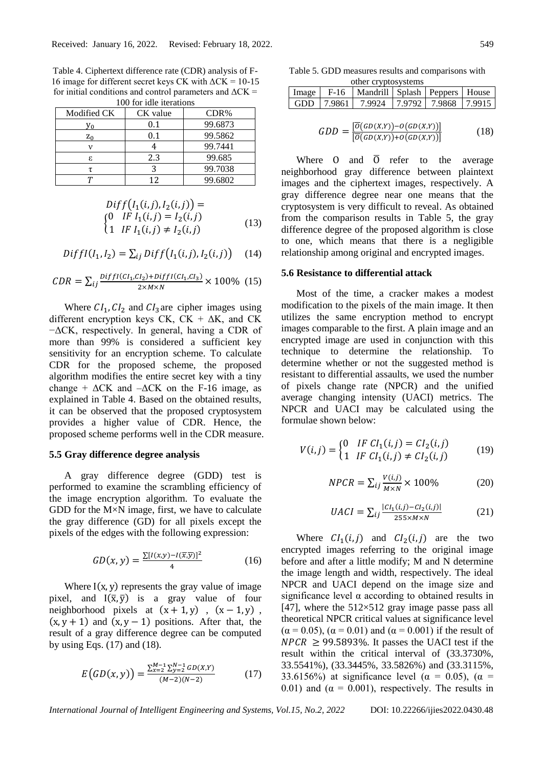Table 4. Ciphertext difference rate (CDR) analysis of F-16 image for different secret keys CK with ΔCK = 10-15 for initial conditions and control parameters and ΔCK = 100 for idle iterations

| Modified CK | CK value | CDR% |
|---|---|---|
| $y_0$ | 0.1 | 99.6873 |
| $z_0$ | 0.1 | 99.5862 |
| ν | 4 | 99.7441 |
| ε | 2.3 | 99.685 |
| τ | 3 | 99.7038 |
| $T$ | 12 | 99.6802 |

$$Diff\big(I_1(i,j), I_2(i,j)\big) = \begin{cases} 0 & IF\ I_1(i,j) = I_2(i,j) \\ 1 & IF\ I_1(i,j) \neq I_2(i,j) \end{cases} \tag{13}$$

$$DiffI(I_1, I_2) = \sum_{ij} Diff\big(I_1(i,j), I_2(i,j)\big) \tag{14}$$

$$CDR = \sum_{ij} \frac{DiffI(CI_1, CI_2) + DiffI(CI_1, CI_3)}{2 \times M \times N} \times 100\% \tag{15}$$

Where $CI_1$, $CI_2$ and $CI_3$ are cipher images using different encryption keys CK, CK + ΔK, and CK −ΔCK, respectively. In general, having a CDR of more than 99% is considered a sufficient key sensitivity for an encryption scheme. To calculate CDR for the proposed scheme, the proposed algorithm modifies the entire secret key with a tiny change + ΔCK and –ΔCK on the F-16 image, as explained in Table 4. Based on the obtained results, it can be observed that the proposed cryptosystem provides a higher value of CDR. Hence, the proposed scheme performs well in the CDR measure.

### 5.5 Gray difference degree analysis

A gray difference degree (GDD) test is performed to examine the scrambling efficiency of the image encryption algorithm. To evaluate the GDD for the M×N image, first, we have to calculate the gray difference (GD) for all pixels except the pixels of the edges with the following expression:

$$GD(x,y) = \frac{\sum [I(x,y) - I(\bar{x},\bar{y})]^2}{4} \tag{16}$$

Where $I(x,y)$ represents the gray value of image pixel, and $I(\bar{x},\bar{y})$ is a gray value of four neighborhood pixels at $(x+1,y)$ , $(x-1,y)$ , $(x,y+1)$ and $(x,y-1)$ positions. After that, the result of a gray difference degree can be computed by using Eqs. (17) and (18).

$$E\big(GD(x,y)\big) = \frac{\sum_{x=2}^{M-1}\sum_{y=2}^{N-1} GD(X,Y)}{(M-2)(N-2)} \tag{17}$$

Table 5. GDD measures results and comparisons with other cryptosystems

| Image | F-16 | Mandrill | Splash | Peppers | House |
|---|---|---|---|---|---|
| GDD | 7.9861 | 7.9924 | 7.9792 | 7.9868 | 7.9915 |

$$GDD = \frac{[\overline{O}(GD(X,Y)) - O(GD(X,Y))]}{[\overline{O}(GD(X,Y)) + O(GD(X,Y))]} \tag{18}$$

Where O and $\overline{O}$ refer to the average neighborhood gray difference between plaintext images and the ciphertext images, respectively. A gray difference degree near one means that the cryptosystem is very difficult to reveal. As obtained from the comparison results in Table 5, the gray difference degree of the proposed algorithm is close to one, which means that there is a negligible relationship among original and encrypted images.

### 5.6 Resistance to differential attack

Most of the time, a cracker makes a modest modification to the pixels of the main image. It then utilizes the same encryption method to encrypt images comparable to the first. A plain image and an encrypted image are used in conjunction with this technique to determine the relationship. To determine whether or not the suggested method is resistant to differential assaults, we used the number of pixels change rate (NPCR) and the unified average changing intensity (UACI) metrics. The NPCR and UACI may be calculated using the formulae shown below:

$$V(i,j) = \begin{cases} 0 & IF\ CI_1(i,j) = CI_2(i,j) \\ 1 & IF\ CI_1(i,j) \neq CI_2(i,j) \end{cases} \tag{19}$$

$$NPCR = \sum_{ij} \frac{V(i,j)}{M \times N} \times 100\% \tag{20}$$

$$UACI = \sum_{ij} \frac{|CI_1(i,j) - CI_2(i,j)|}{255 \times M \times N} \tag{21}$$

Where $CI_1(i,j)$ and $CI_2(i,j)$ are the two encrypted images referring to the original image before and after a little modify; M and N determine the image length and width, respectively. The ideal NPCR and UACI depend on the image size and significance level α according to obtained results in [47], where the 512×512 gray image passe pass all theoretical NPCR critical values at significance level (α = 0.05), (α = 0.01) and (α = 0.001) if the result of $NPCR \geq 99.5893\%$. It passes the UACI test if the result within the critical interval of (33.3730%, 33.5541%), (33.3445%, 33.5826%) and (33.3115%, 33.6156%) at significance level (α = 0.05), (α = 0.01) and (α = 0.001), respectively. The results in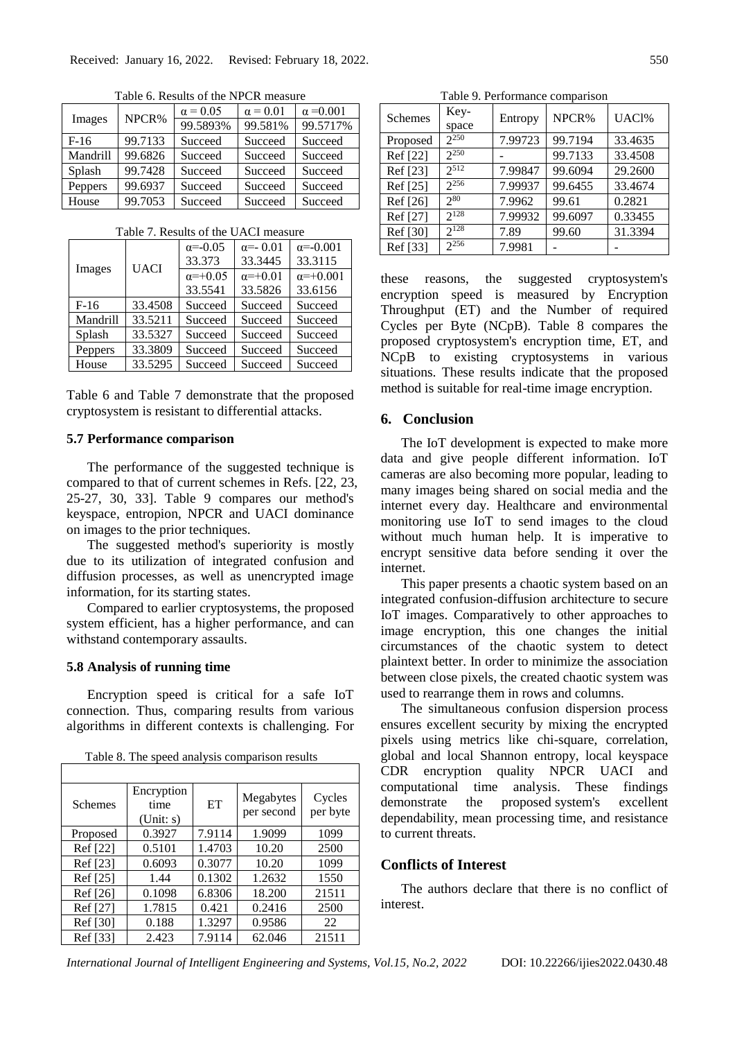Table 6. Results of the NPCR measure

| Images | NPCR% | $\alpha = 0.05$ | $\alpha = 0.01$ | $\alpha = 0.001$ |
|---|---|---|---|---|
| | | 99.5893% | 99.581% | 99.5717% |
| F-16 | 99.7133 | Succeed | Succeed | Succeed |
| Mandrill | 99.6826 | Succeed | Succeed | Succeed |
| Splash | 99.7428 | Succeed | Succeed | Succeed |
| Peppers | 99.6937 | Succeed | Succeed | Succeed |
| House | 99.7053 | Succeed | Succeed | Succeed |

Table 7. Results of the UACI measure

| Images | UACI | $\alpha$=-0.05 | $\alpha$=- 0.01 | $\alpha$=-0.001 |
|---|---|---|---|---|
| | | 33.373 | 33.3445 | 33.3115 |
| | | $\alpha$=+0.05 | $\alpha$=+0.01 | $\alpha$=+0.001 |
| | | 33.5541 | 33.5826 | 33.6156 |
| F-16 | 33.4508 | Succeed | Succeed | Succeed |
| Mandrill | 33.5211 | Succeed | Succeed | Succeed |
| Splash | 33.5327 | Succeed | Succeed | Succeed |
| Peppers | 33.3809 | Succeed | Succeed | Succeed |
| House | 33.5295 | Succeed | Succeed | Succeed |

Table 6 and Table 7 demonstrate that the proposed cryptosystem is resistant to differential attacks.

### 5.7 Performance comparison

The performance of the suggested technique is compared to that of current schemes in Refs. [22, 23, 25-27, 30, 33]. Table 9 compares our method's keyspace, entropion, NPCR and UACI dominance on images to the prior techniques.

The suggested method's superiority is mostly due to its utilization of integrated confusion and diffusion processes, as well as unencrypted image information, for its starting states.

Compared to earlier cryptosystems, the proposed system efficient, has a higher performance, and can withstand contemporary assaults.

### 5.8 Analysis of running time

Encryption speed is critical for a safe IoT connection. Thus, comparing results from various algorithms in different contexts is challenging. For these reasons, the suggested cryptosystem's encryption speed is measured by Encryption Throughput (ET) and the Number of required Cycles per Byte (NCpB). Table 8 compares the proposed cryptosystem's encryption time, ET, and NCpB to existing cryptosystems in various situations. These results indicate that the proposed method is suitable for real-time image encryption.

Table 8. The speed analysis comparison results

| Schemes | Encryption time (Unit: s) | ET | Megabytes per second | Cycles per byte |
|---|---|---|---|---|
| Proposed | 0.3927 | 7.9114 | 1.9099 | 1099 |
| Ref [22] | 0.5101 | 1.4703 | 10.20 | 2500 |
| Ref [23] | 0.6093 | 0.3077 | 10.20 | 1099 |
| Ref [25] | 1.44 | 0.1302 | 1.2632 | 1550 |
| Ref [26] | 0.1098 | 6.8306 | 18.200 | 21511 |
| Ref [27] | 1.7815 | 0.421 | 0.2416 | 2500 |
| Ref [30] | 0.188 | 1.3297 | 0.9586 | 22 |
| Ref [33] | 2.423 | 7.9114 | 62.046 | 21511 |

Table 9. Performance comparison

| Schemes | Key-space | Entropy | NPCR% | UACI% |
|---|---|---|---|---|
| Proposed | $2^{250}$ | 7.99723 | 99.7194 | 33.4635 |
| Ref [22] | $2^{250}$ | - | 99.7133 | 33.4508 |
| Ref [23] | $2^{512}$ | 7.99847 | 99.6094 | 29.2600 |
| Ref [25] | $2^{256}$ | 7.99937 | 99.6455 | 33.4674 |
| Ref [26] | $2^{80}$ | 7.9962 | 99.61 | 0.2821 |
| Ref [27] | $2^{128}$ | 7.99932 | 99.6097 | 0.33455 |
| Ref [30] | $2^{128}$ | 7.89 | 99.60 | 31.3394 |
| Ref [33] | $2^{256}$ | 7.9981 | - | - |

## 6. Conclusion

The IoT development is expected to make more data and give people different information. IoT cameras are also becoming more popular, leading to many images being shared on social media and the internet every day. Healthcare and environmental monitoring use IoT to send images to the cloud without much human help. It is imperative to encrypt sensitive data before sending it over the internet.

This paper presents a chaotic system based on an integrated confusion-diffusion architecture to secure IoT images. Comparatively to other approaches to image encryption, this one changes the initial circumstances of the chaotic system to detect plaintext better. In order to minimize the association between close pixels, the created chaotic system was used to rearrange them in rows and columns.

The simultaneous confusion dispersion process ensures excellent security by mixing the encrypted pixels using metrics like chi-square, correlation, global and local Shannon entropy, local keyspace CDR encryption quality NPCR UACI and computational time analysis. These findings demonstrate the proposed system's excellent dependability, mean processing time, and resistance to current threats.

## Conflicts of Interest

The authors declare that there is no conflict of interest.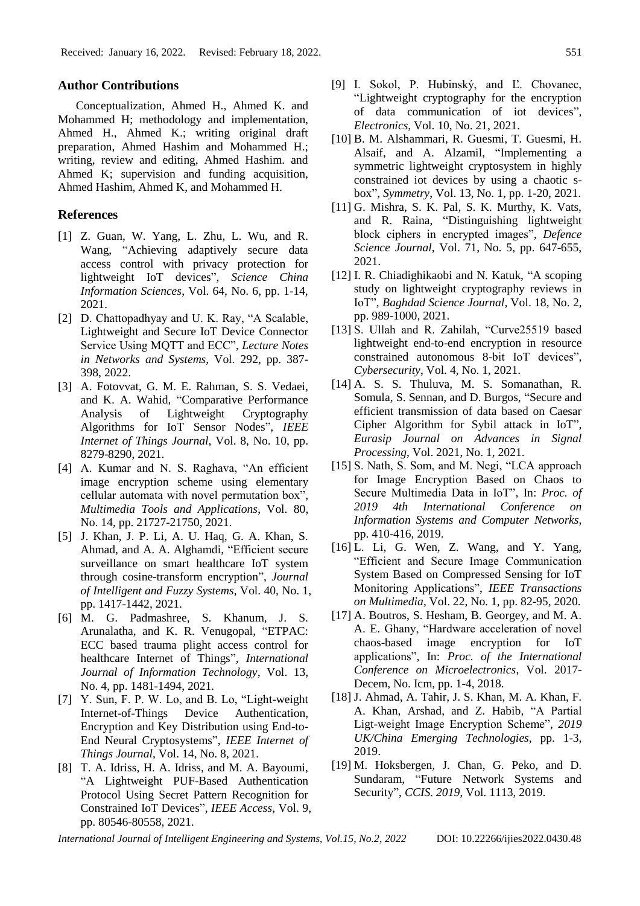## Author Contributions

Conceptualization, Ahmed H., Ahmed K. and Mohammed H; methodology and implementation, Ahmed H., Ahmed K.; writing original draft preparation, Ahmed Hashim and Mohammed H.; writing, review and editing, Ahmed Hashim. and Ahmed K; supervision and funding acquisition, Ahmed Hashim, Ahmed K, and Mohammed H.

## References

[1] Z. Guan, W. Yang, L. Zhu, L. Wu, and R. Wang, "Achieving adaptively secure data access control with privacy protection for lightweight IoT devices", *Science China Information Sciences*, Vol. 64, No. 6, pp. 1-14, 2021.

[2] D. Chattopadhyay and U. K. Ray, "A Scalable, Lightweight and Secure IoT Device Connector Service Using MQTT and ECC", *Lecture Notes in Networks and Systems*, Vol. 292, pp. 387-398, 2022.

[3] A. Fotovvat, G. M. E. Rahman, S. S. Vedaei, and K. A. Wahid, "Comparative Performance Analysis of Lightweight Cryptography Algorithms for IoT Sensor Nodes", *IEEE Internet of Things Journal*, Vol. 8, No. 10, pp. 8279-8290, 2021.

[4] A. Kumar and N. S. Raghava, "An efficient image encryption scheme using elementary cellular automata with novel permutation box", *Multimedia Tools and Applications*, Vol. 80, No. 14, pp. 21727-21750, 2021.

[5] J. Khan, J. P. Li, A. U. Haq, G. A. Khan, S. Ahmad, and A. A. Alghamdi, "Efficient secure surveillance on smart healthcare IoT system through cosine-transform encryption", *Journal of Intelligent and Fuzzy Systems*, Vol. 40, No. 1, pp. 1417-1442, 2021.

[6] M. G. Padmashree, S. Khanum, J. S. Arunalatha, and K. R. Venugopal, "ETPAC: ECC based trauma plight access control for healthcare Internet of Things", *International Journal of Information Technology*, Vol. 13, No. 4, pp. 1481-1494, 2021.

[7] Y. Sun, F. P. W. Lo, and B. Lo, "Light-weight Internet-of-Things Device Authentication, Encryption and Key Distribution using End-to-End Neural Cryptosystems", *IEEE Internet of Things Journal*, Vol. 14, No. 8, 2021.

[8] T. A. Idriss, H. A. Idriss, and M. A. Bayoumi, "A Lightweight PUF-Based Authentication Protocol Using Secret Pattern Recognition for Constrained IoT Devices", *IEEE Access*, Vol. 9, pp. 80546-80558, 2021.

[9] I. Sokol, P. Hubinský, and Ľ. Chovanec, "Lightweight cryptography for the encryption of data communication of iot devices", *Electronics*, Vol. 10, No. 21, 2021.

[10] B. M. Alshammari, R. Guesmi, T. Guesmi, H. Alsaif, and A. Alzamil, "Implementing a symmetric lightweight cryptosystem in highly constrained iot devices by using a chaotic s-box", *Symmetry*, Vol. 13, No. 1, pp. 1-20, 2021.

[11] G. Mishra, S. K. Pal, S. K. Murthy, K. Vats, and R. Raina, "Distinguishing lightweight block ciphers in encrypted images", *Defence Science Journal*, Vol. 71, No. 5, pp. 647-655, 2021.

[12] I. R. Chiadighikaobi and N. Katuk, "A scoping study on lightweight cryptography reviews in IoT", *Baghdad Science Journal*, Vol. 18, No. 2, pp. 989-1000, 2021.

[13] S. Ullah and R. Zahilah, "Curve25519 based lightweight end-to-end encryption in resource constrained autonomous 8-bit IoT devices", *Cybersecurity*, Vol. 4, No. 1, 2021.

[14] A. S. S. Thuluva, M. S. Somanathan, R. Somula, S. Sennan, and D. Burgos, "Secure and efficient transmission of data based on Caesar Cipher Algorithm for Sybil attack in IoT", *Eurasip Journal on Advances in Signal Processing*, Vol. 2021, No. 1, 2021.

[15] S. Nath, S. Som, and M. Negi, "LCA approach for Image Encryption Based on Chaos to Secure Multimedia Data in IoT", In: *Proc. of 2019 4th International Conference on Information Systems and Computer Networks*, pp. 410-416, 2019.

[16] L. Li, G. Wen, Z. Wang, and Y. Yang, "Efficient and Secure Image Communication System Based on Compressed Sensing for IoT Monitoring Applications", *IEEE Transactions on Multimedia*, Vol. 22, No. 1, pp. 82-95, 2020.

[17] A. Boutros, S. Hesham, B. Georgey, and M. A. A. E. Ghany, "Hardware acceleration of novel chaos-based image encryption for IoT applications", In: *Proc. of the International Conference on Microelectronics*, Vol. 2017-Decem, No. Icm, pp. 1-4, 2018.

[18] J. Ahmad, A. Tahir, J. S. Khan, M. A. Khan, F. A. Khan, Arshad, and Z. Habib, "A Partial Ligt-weight Image Encryption Scheme", *2019 UK/China Emerging Technologies*, pp. 1-3, 2019.

[19] M. Hoksbergen, J. Chan, G. Peko, and D. Sundaram, "Future Network Systems and Security", *CCIS. 2019*, Vol. 1113, 2019.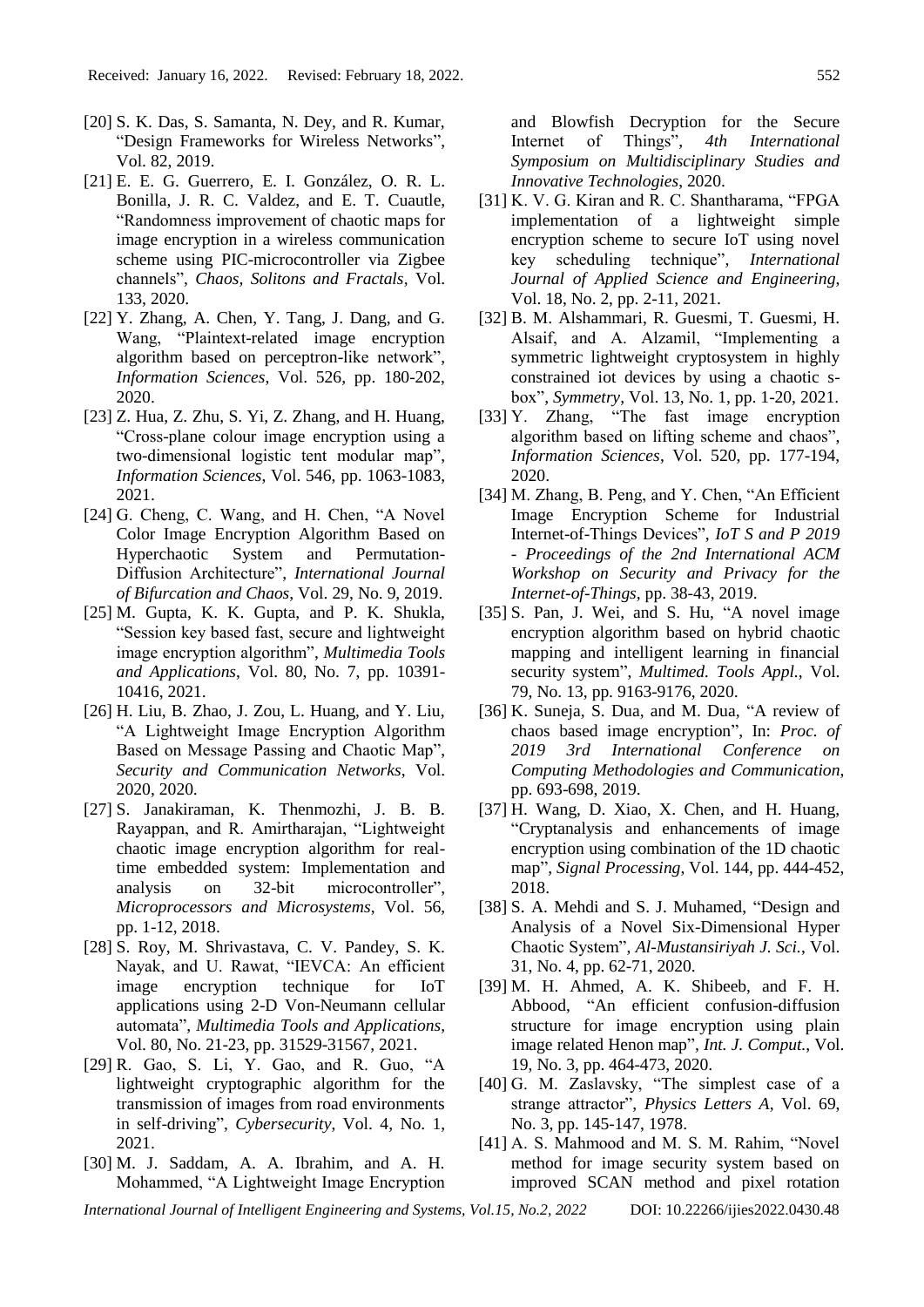[20] S. K. Das, S. Samanta, N. Dey, and R. Kumar, "Design Frameworks for Wireless Networks", Vol. 82, 2019.

[21] E. E. G. Guerrero, E. I. González, O. R. L. Bonilla, J. R. C. Valdez, and E. T. Cuautle, "Randomness improvement of chaotic maps for image encryption in a wireless communication scheme using PIC-microcontroller via Zigbee channels", *Chaos, Solitons and Fractals*, Vol. 133, 2020.

[22] Y. Zhang, A. Chen, Y. Tang, J. Dang, and G. Wang, "Plaintext-related image encryption algorithm based on perceptron-like network", *Information Sciences*, Vol. 526, pp. 180-202, 2020.

[23] Z. Hua, Z. Zhu, S. Yi, Z. Zhang, and H. Huang, "Cross-plane colour image encryption using a two-dimensional logistic tent modular map", *Information Sciences*, Vol. 546, pp. 1063-1083, 2021.

[24] G. Cheng, C. Wang, and H. Chen, "A Novel Color Image Encryption Algorithm Based on Hyperchaotic System and Permutation-Diffusion Architecture", *International Journal of Bifurcation and Chaos*, Vol. 29, No. 9, 2019.

[25] M. Gupta, K. K. Gupta, and P. K. Shukla, "Session key based fast, secure and lightweight image encryption algorithm", *Multimedia Tools and Applications*, Vol. 80, No. 7, pp. 10391-10416, 2021.

[26] H. Liu, B. Zhao, J. Zou, L. Huang, and Y. Liu, "A Lightweight Image Encryption Algorithm Based on Message Passing and Chaotic Map", *Security and Communication Networks*, Vol. 2020, 2020.

[27] S. Janakiraman, K. Thenmozhi, J. B. B. Rayappan, and R. Amirtharajan, "Lightweight chaotic image encryption algorithm for real-time embedded system: Implementation and analysis on 32-bit microcontroller", *Microprocessors and Microsystems*, Vol. 56, pp. 1-12, 2018.

[28] S. Roy, M. Shrivastava, C. V. Pandey, S. K. Nayak, and U. Rawat, "IEVCA: An efficient image encryption technique for IoT applications using 2-D Von-Neumann cellular automata", *Multimedia Tools and Applications*, Vol. 80, No. 21-23, pp. 31529-31567, 2021.

[29] R. Gao, S. Li, Y. Gao, and R. Guo, "A lightweight cryptographic algorithm for the transmission of images from road environments in self-driving", *Cybersecurity*, Vol. 4, No. 1, 2021.

[30] M. J. Saddam, A. A. Ibrahim, and A. H. Mohammed, "A Lightweight Image Encryption and Blowfish Decryption for the Secure Internet of Things", *4th International Symposium on Multidisciplinary Studies and Innovative Technologies*, 2020.

[31] K. V. G. Kiran and R. C. Shantharama, "FPGA implementation of a lightweight simple encryption scheme to secure IoT using novel key scheduling technique", *International Journal of Applied Science and Engineering*, Vol. 18, No. 2, pp. 2-11, 2021.

[32] B. M. Alshammari, R. Guesmi, T. Guesmi, H. Alsaif, and A. Alzamil, "Implementing a symmetric lightweight cryptosystem in highly constrained iot devices by using a chaotic s-box", *Symmetry*, Vol. 13, No. 1, pp. 1-20, 2021.

[33] Y. Zhang, "The fast image encryption algorithm based on lifting scheme and chaos", *Information Sciences*, Vol. 520, pp. 177-194, 2020.

[34] M. Zhang, B. Peng, and Y. Chen, "An Efficient Image Encryption Scheme for Industrial Internet-of-Things Devices", *IoT S and P 2019 - Proceedings of the 2nd International ACM Workshop on Security and Privacy for the Internet-of-Things*, pp. 38-43, 2019.

[35] S. Pan, J. Wei, and S. Hu, "A novel image encryption algorithm based on hybrid chaotic mapping and intelligent learning in financial security system", *Multimed. Tools Appl.*, Vol. 79, No. 13, pp. 9163-9176, 2020.

[36] K. Suneja, S. Dua, and M. Dua, "A review of chaos based image encryption", In: *Proc. of 2019 3rd International Conference on Computing Methodologies and Communication*, pp. 693-698, 2019.

[37] H. Wang, D. Xiao, X. Chen, and H. Huang, "Cryptanalysis and enhancements of image encryption using combination of the 1D chaotic map", *Signal Processing*, Vol. 144, pp. 444-452, 2018.

[38] S. A. Mehdi and S. J. Muhamed, "Design and Analysis of a Novel Six-Dimensional Hyper Chaotic System", *Al-Mustansiriyah J. Sci.*, Vol. 31, No. 4, pp. 62-71, 2020.

[39] M. H. Ahmed, A. K. Shibeeb, and F. H. Abbood, "An efficient confusion-diffusion structure for image encryption using plain image related Henon map", *Int. J. Comput.*, Vol. 19, No. 3, pp. 464-473, 2020.

[40] G. M. Zaslavsky, "The simplest case of a strange attractor", *Physics Letters A*, Vol. 69, No. 3, pp. 145-147, 1978.

[41] A. S. Mahmood and M. S. M. Rahim, "Novel method for image security system based on improved SCAN method and pixel rotation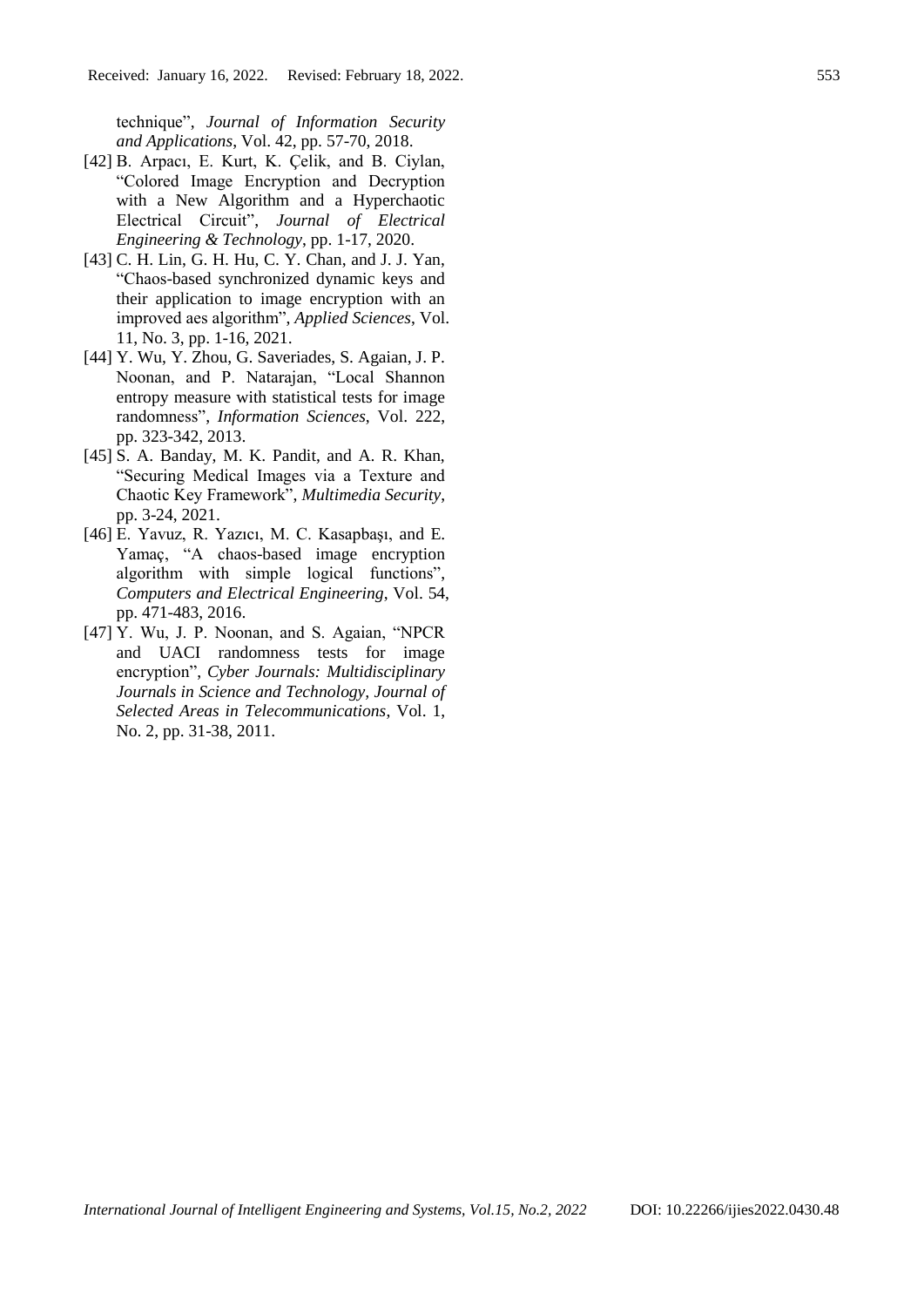technique", *Journal of Information Security and Applications*, Vol. 42, pp. 57-70, 2018.

[42] B. Arpacı, E. Kurt, K. Çelik, and B. Ciylan, "Colored Image Encryption and Decryption with a New Algorithm and a Hyperchaotic Electrical Circuit", *Journal of Electrical Engineering & Technology*, pp. 1-17, 2020.

[43] C. H. Lin, G. H. Hu, C. Y. Chan, and J. J. Yan, "Chaos-based synchronized dynamic keys and their application to image encryption with an improved aes algorithm", *Applied Sciences*, Vol. 11, No. 3, pp. 1-16, 2021.

[44] Y. Wu, Y. Zhou, G. Saveriades, S. Agaian, J. P. Noonan, and P. Natarajan, "Local Shannon entropy measure with statistical tests for image randomness", *Information Sciences*, Vol. 222, pp. 323-342, 2013.

[45] S. A. Banday, M. K. Pandit, and A. R. Khan, "Securing Medical Images via a Texture and Chaotic Key Framework", *Multimedia Security*, pp. 3-24, 2021.

[46] E. Yavuz, R. Yazıcı, M. C. Kasapbaşı, and E. Yamaç, "A chaos-based image encryption algorithm with simple logical functions", *Computers and Electrical Engineering*, Vol. 54, pp. 471-483, 2016.

[47] Y. Wu, J. P. Noonan, and S. Agaian, "NPCR and UACI randomness tests for image encryption", *Cyber Journals: Multidisciplinary Journals in Science and Technology, Journal of Selected Areas in Telecommunications*, Vol. 1, No. 2, pp. 31-38, 2011.